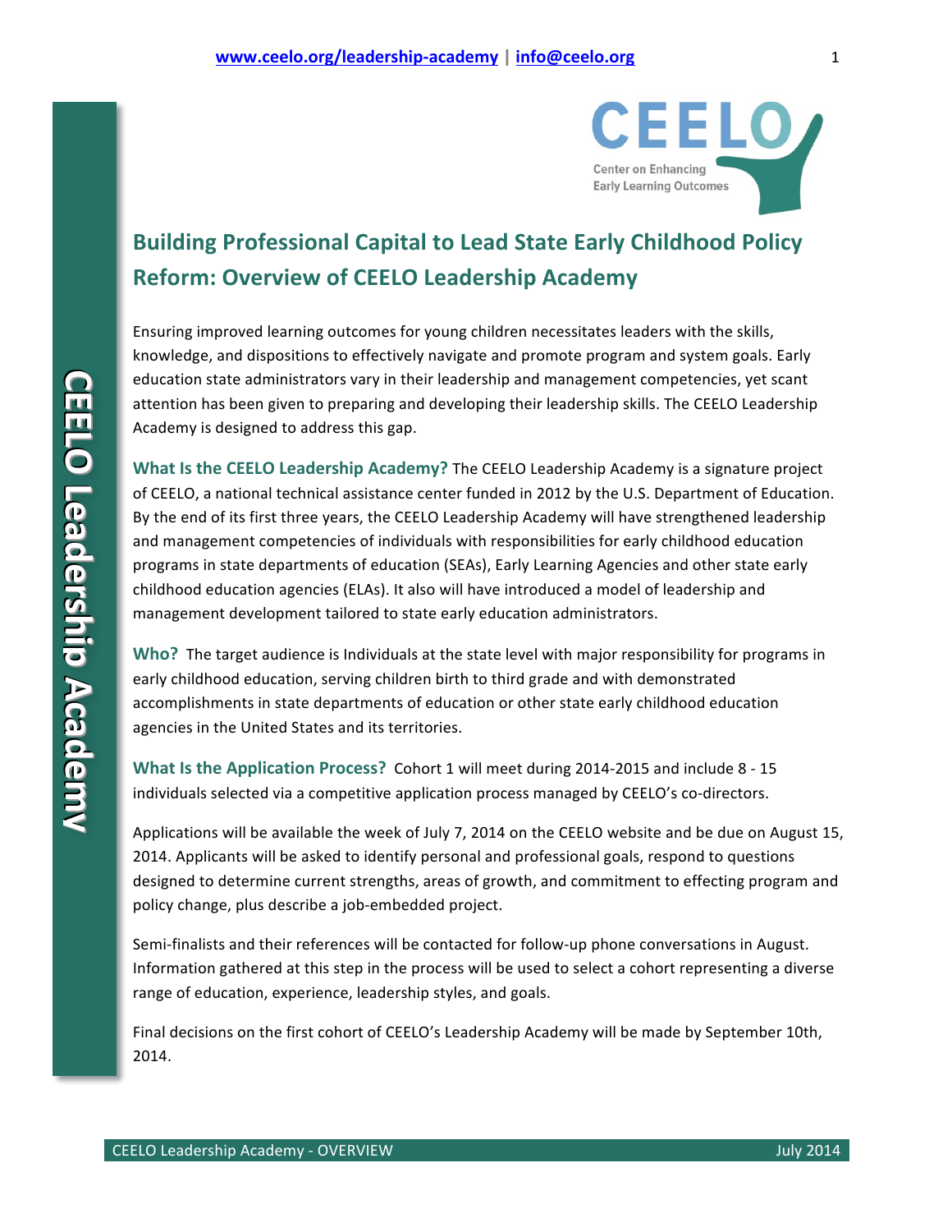# Building Professional Capital to Lead State Early Childhood Policy Reform: Overview of CEELO Leadership Academy

Ensuring improved learning outcomes for young children necessitates leaders with the skills, knowledge, and dispositions to effectively navigate and promote program and system goals. Early education state administrators vary in their leadership and management competencies, yet scant attention has been given to preparing and developing their leadership skills. The CEELO Leadership Academy is designed to address this gap.

**What Is the CEELO Leadership Academy?** The CEELO Leadership Academy is a signature project of CEELO, a national technical assistance center funded in 2012 by the U.S. Department of Education. By the end of its first three years, the CEELO Leadership Academy will have strengthened leadership and management competencies of individuals with responsibilities for early childhood education programs in state departments of education (SEAs), Early Learning Agencies and other state early childhood education agencies (ELAs). It also will have introduced a model of leadership and management development tailored to state early education administrators.

**Who?** The target audience is Individuals at the state level with major responsibility for programs in early childhood education, serving children birth to third grade and with demonstrated accomplishments in state departments of education or other state early childhood education agencies in the United States and its territories.

**What Is the Application Process?** Cohort 1 will meet during 2014-2015 and include 8 - 15 individuals selected via a competitive application process managed by CEELO's co-directors.

Applications will be available the week of July 7, 2014 on the CEELO website and be due on August 15, 2014. Applicants will be asked to identify personal and professional goals, respond to questions designed to determine current strengths, areas of growth, and commitment to effecting program and policy change, plus describe a job-embedded project.

Semi-finalists and their references will be contacted for follow-up phone conversations in August. Information gathered at this step in the process will be used to select a cohort representing a diverse range of education, experience, leadership styles, and goals.

Final decisions on the first cohort of CEELO's Leadership Academy will be made by September 10th, 2014.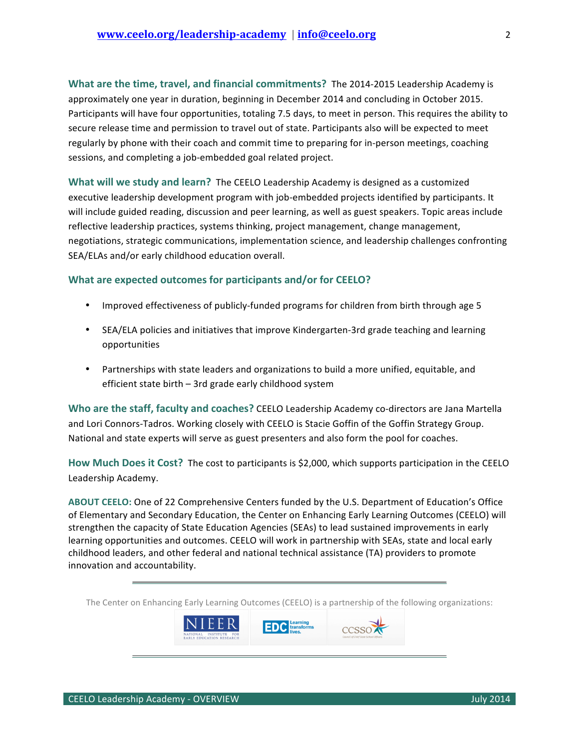**What are the time, travel, and financial commitments?** The 2014-2015 Leadership Academy is approximately one year in duration, beginning in December 2014 and concluding in October 2015. Participants will have four opportunities, totaling 7.5 days, to meet in person. This requires the ability to secure release time and permission to travel out of state. Participants also will be expected to meet regularly by phone with their coach and commit time to preparing for in-person meetings, coaching sessions, and completing a job-embedded goal related project.

**What will we study and learn?** The CEELO Leadership Academy is designed as a customized executive leadership development program with job-embedded projects identified by participants. It will include guided reading, discussion and peer learning, as well as guest speakers. Topic areas include reflective leadership practices, systems thinking, project management, change management, negotiations, strategic communications, implementation science, and leadership challenges confronting SEA/ELAs and/or early childhood education overall.

**What are expected outcomes for participants and/or for CEELO?**

- Improved effectiveness of publicly-funded programs for children from birth through age 5
- SEA/ELA policies and initiatives that improve Kindergarten-3rd grade teaching and learning opportunities
- Partnerships with state leaders and organizations to build a more unified, equitable, and efficient state birth – 3rd grade early childhood system

**Who are the staff, faculty and coaches?** CEELO Leadership Academy co-directors are Jana Martella and Lori Connors-Tadros. Working closely with CEELO is Stacie Goffin of the Goffin Strategy Group. National and state experts will serve as guest presenters and also form the pool for coaches.

**How Much Does it Cost?** The cost to participants is $2,000, which supports participation in the CEELO Leadership Academy.

**ABOUT CEELO:** One of 22 Comprehensive Centers funded by the U.S. Department of Education's Office of Elementary and Secondary Education, the Center on Enhancing Early Learning Outcomes (CEELO) will strengthen the capacity of State Education Agencies (SEAs) to lead sustained improvements in early learning opportunities and outcomes. CEELO will work in partnership with SEAs, state and local early childhood leaders, and other federal and national technical assistance (TA) providers to promote innovation and accountability.

---

The Center on Enhancing Early Learning Outcomes (CEELO) is a partnership of the following organizations:

NIEER – National Institute for Early Education Research | EDC – Learning transforms lives. | CCSSO – Council of Chief State School Officers

---